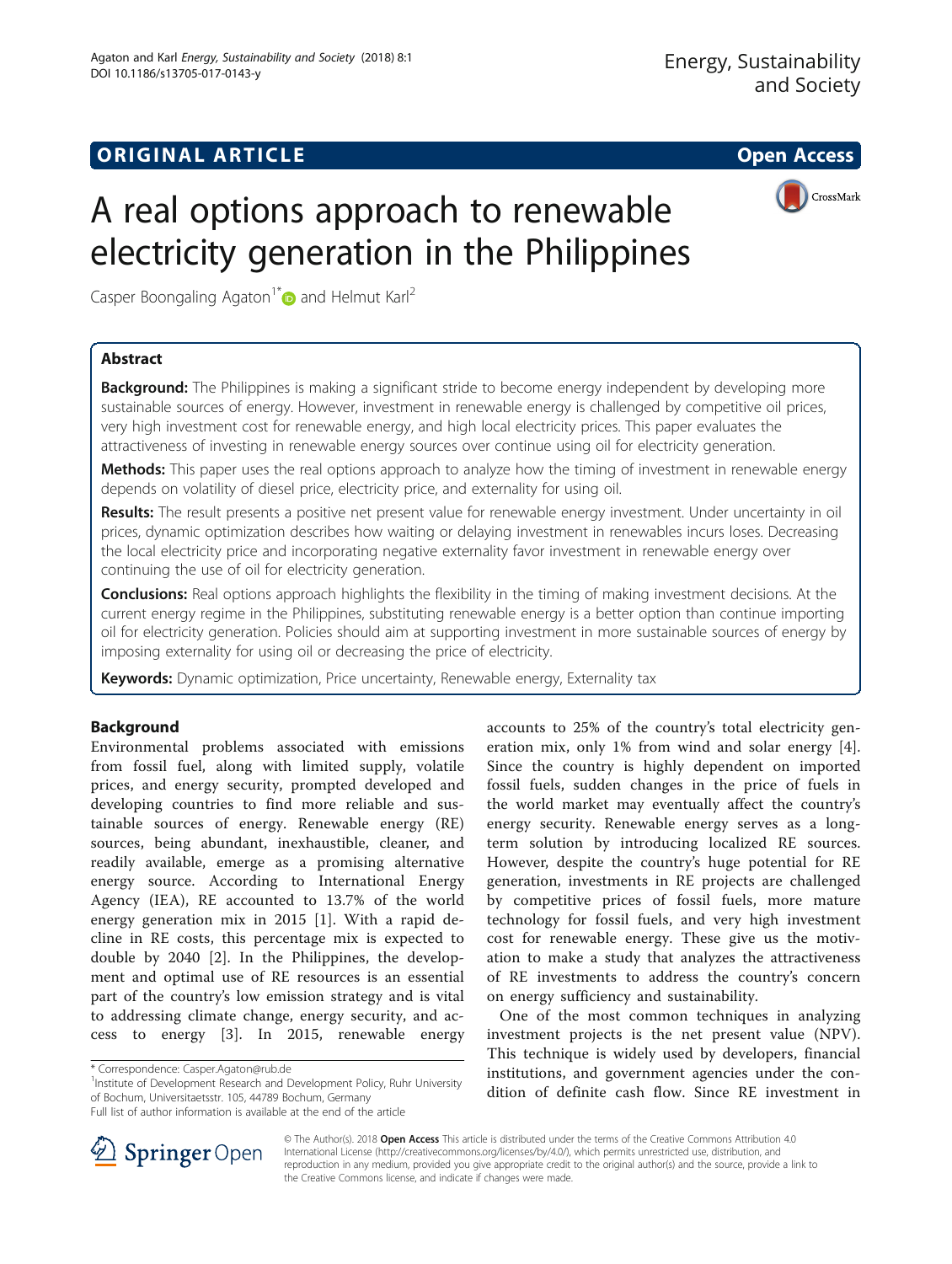## ORIGINAL ARTICLE

**Open Access**

# A real options approach to renewable electricity generation in the Philippines

Casper Boongaling Agaton[1*] and Helmut Karl[2]

## Abstract

**Background:** The Philippines is making a significant stride to become energy independent by developing more sustainable sources of energy. However, investment in renewable energy is challenged by competitive oil prices, very high investment cost for renewable energy, and high local electricity prices. This paper evaluates the attractiveness of investing in renewable energy sources over continue using oil for electricity generation.

**Methods:** This paper uses the real options approach to analyze how the timing of investment in renewable energy depends on volatility of diesel price, electricity price, and externality for using oil.

**Results:** The result presents a positive net present value for renewable energy investment. Under uncertainty in oil prices, dynamic optimization describes how waiting or delaying investment in renewables incurs loses. Decreasing the local electricity price and incorporating negative externality favor investment in renewable energy over continuing the use of oil for electricity generation.

**Conclusions:** Real options approach highlights the flexibility in the timing of making investment decisions. At the current energy regime in the Philippines, substituting renewable energy is a better option than continue importing oil for electricity generation. Policies should aim at supporting investment in more sustainable sources of energy by imposing externality for using oil or decreasing the price of electricity.

**Keywords:** Dynamic optimization, Price uncertainty, Renewable energy, Externality tax

## Background

Environmental problems associated with emissions from fossil fuel, along with limited supply, volatile prices, and energy security, prompted developed and developing countries to find more reliable and sustainable sources of energy. Renewable energy (RE) sources, being abundant, inexhaustible, cleaner, and readily available, emerge as a promising alternative energy source. According to International Energy Agency (IEA), RE accounted to 13.7% of the world energy generation mix in 2015 [1]. With a rapid decline in RE costs, this percentage mix is expected to double by 2040 [2]. In the Philippines, the development and optimal use of RE resources is an essential part of the country's low emission strategy and is vital to addressing climate change, energy security, and access to energy [3]. In 2015, renewable energy accounts to 25% of the country's total electricity generation mix, only 1% from wind and solar energy [4]. Since the country is highly dependent on imported fossil fuels, sudden changes in the price of fuels in the world market may eventually affect the country's energy security. Renewable energy serves as a long-term solution by introducing localized RE sources. However, despite the country's huge potential for RE generation, investments in RE projects are challenged by competitive prices of fossil fuels, more mature technology for fossil fuels, and very high investment cost for renewable energy. These give us the motivation to make a study that analyzes the attractiveness of RE investments to address the country's concern on energy sufficiency and sustainability.

One of the most common techniques in analyzing investment projects is the net present value (NPV). This technique is widely used by developers, financial institutions, and government agencies under the condition of definite cash flow. Since RE investment in

\* Correspondence: Casper.Agaton@rub.de
[1]Institute of Development Research and Development Policy, Ruhr University of Bochum, Universitaetsstr. 105, 44789 Bochum, Germany
Full list of author information is available at the end of the article

© The Author(s). 2018 **Open Access** This article is distributed under the terms of the Creative Commons Attribution 4.0 International License (http://creativecommons.org/licenses/by/4.0/), which permits unrestricted use, distribution, and reproduction in any medium, provided you give appropriate credit to the original author(s) and the source, provide a link to the Creative Commons license, and indicate if changes were made.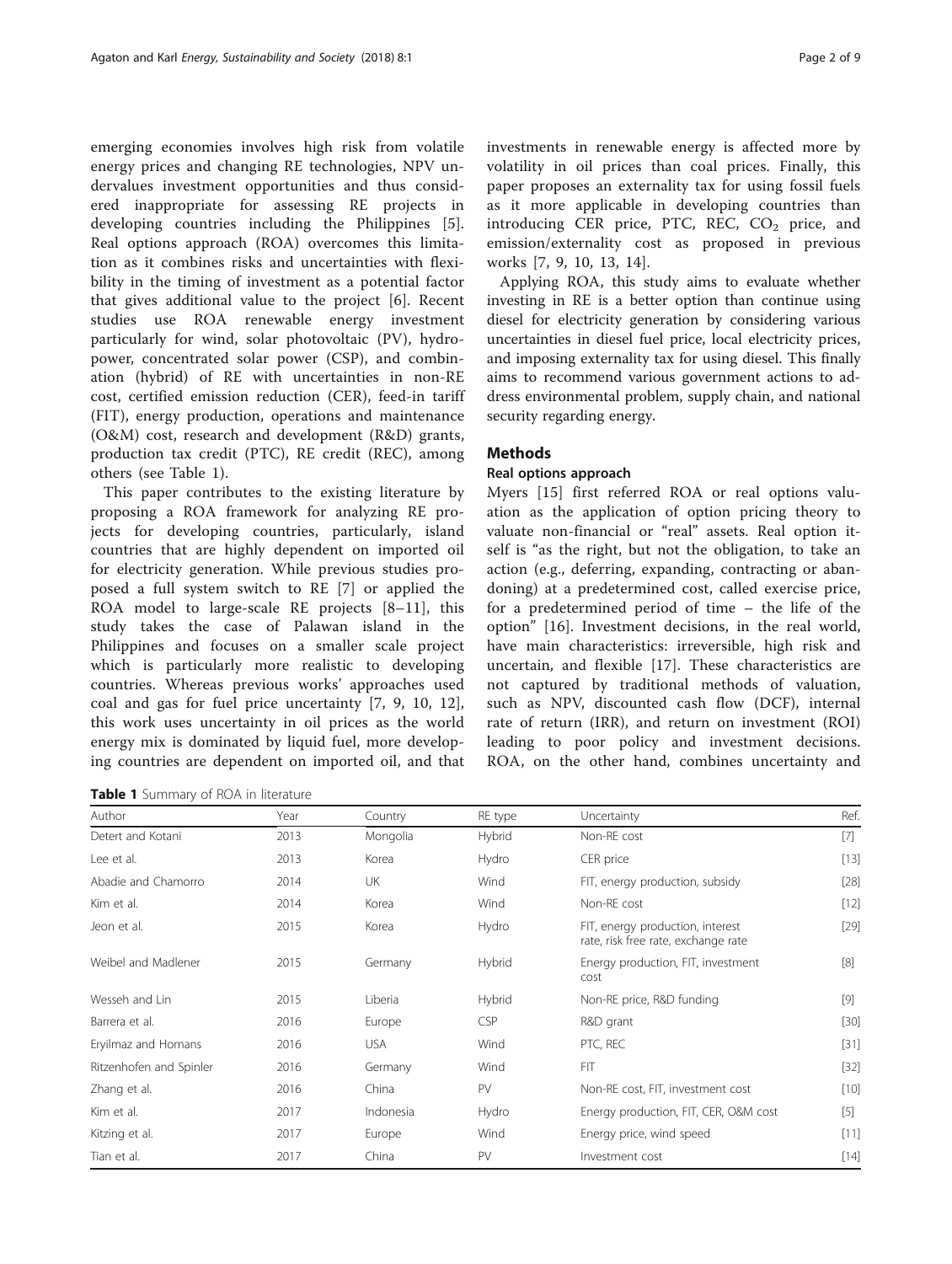emerging economies involves high risk from volatile energy prices and changing RE technologies, NPV undervalues investment opportunities and thus considered inappropriate for assessing RE projects in developing countries including the Philippines [5]. Real options approach (ROA) overcomes this limitation as it combines risks and uncertainties with flexibility in the timing of investment as a potential factor that gives additional value to the project [6]. Recent studies use ROA renewable energy investment particularly for wind, solar photovoltaic (PV), hydropower, concentrated solar power (CSP), and combination (hybrid) of RE with uncertainties in non-RE cost, certified emission reduction (CER), feed-in tariff (FIT), energy production, operations and maintenance (O&M) cost, research and development (R&D) grants, production tax credit (PTC), RE credit (REC), among others (see Table 1).

This paper contributes to the existing literature by proposing a ROA framework for analyzing RE projects for developing countries, particularly, island countries that are highly dependent on imported oil for electricity generation. While previous studies proposed a full system switch to RE [7] or applied the ROA model to large-scale RE projects [8–11], this study takes the case of Palawan island in the Philippines and focuses on a smaller scale project which is particularly more realistic to developing countries. Whereas previous works' approaches used coal and gas for fuel price uncertainty [7, 9, 10, 12], this work uses uncertainty in oil prices as the world energy mix is dominated by liquid fuel, more developing countries are dependent on imported oil, and that investments in renewable energy is affected more by volatility in oil prices than coal prices. Finally, this paper proposes an externality tax for using fossil fuels as it more applicable in developing countries than introducing CER price, PTC, REC, $CO_2$ price, and emission/externality cost as proposed in previous works [7, 9, 10, 13, 14].

Applying ROA, this study aims to evaluate whether investing in RE is a better option than continue using diesel for electricity generation by considering various uncertainties in diesel fuel price, local electricity prices, and imposing externality tax for using diesel. This finally aims to recommend various government actions to address environmental problem, supply chain, and national security regarding energy.

## Methods

### Real options approach

Myers [15] first referred ROA or real options valuation as the application of option pricing theory to valuate non-financial or "real" assets. Real option itself is "as the right, but not the obligation, to take an action (e.g., deferring, expanding, contracting or abandoning) at a predetermined cost, called exercise price, for a predetermined period of time – the life of the option" [16]. Investment decisions, in the real world, have main characteristics: irreversible, high risk and uncertain, and flexible [17]. These characteristics are not captured by traditional methods of valuation, such as NPV, discounted cash flow (DCF), internal rate of return (IRR), and return on investment (ROI) leading to poor policy and investment decisions. ROA, on the other hand, combines uncertainty and

**Table 1** Summary of ROA in literature

| Author | Year | Country | RE type | Uncertainty | Ref. |
|---|---|---|---|---|---|
| Detert and Kotani | 2013 | Mongolia | Hybrid | Non-RE cost | [7] |
| Lee et al. | 2013 | Korea | Hydro | CER price | [13] |
| Abadie and Chamorro | 2014 | UK | Wind | FIT, energy production, subsidy | [28] |
| Kim et al. | 2014 | Korea | Wind | Non-RE cost | [12] |
| Jeon et al. | 2015 | Korea | Hydro | FIT, energy production, interest rate, risk free rate, exchange rate | [29] |
| Weibel and Madlener | 2015 | Germany | Hybrid | Energy production, FIT, investment cost | [8] |
| Wesseh and Lin | 2015 | Liberia | Hybrid | Non-RE price, R&D funding | [9] |
| Barrera et al. | 2016 | Europe | CSP | R&D grant | [30] |
| Eryilmaz and Homans | 2016 | USA | Wind | PTC, REC | [31] |
| Ritzenhofen and Spinler | 2016 | Germany | Wind | FIT | [32] |
| Zhang et al. | 2016 | China | PV | Non-RE cost, FIT, investment cost | [10] |
| Kim et al. | 2017 | Indonesia | Hydro | Energy production, FIT, CER, O&M cost | [5] |
| Kitzing et al. | 2017 | Europe | Wind | Energy price, wind speed | [11] |
| Tian et al. | 2017 | China | PV | Investment cost | [14] |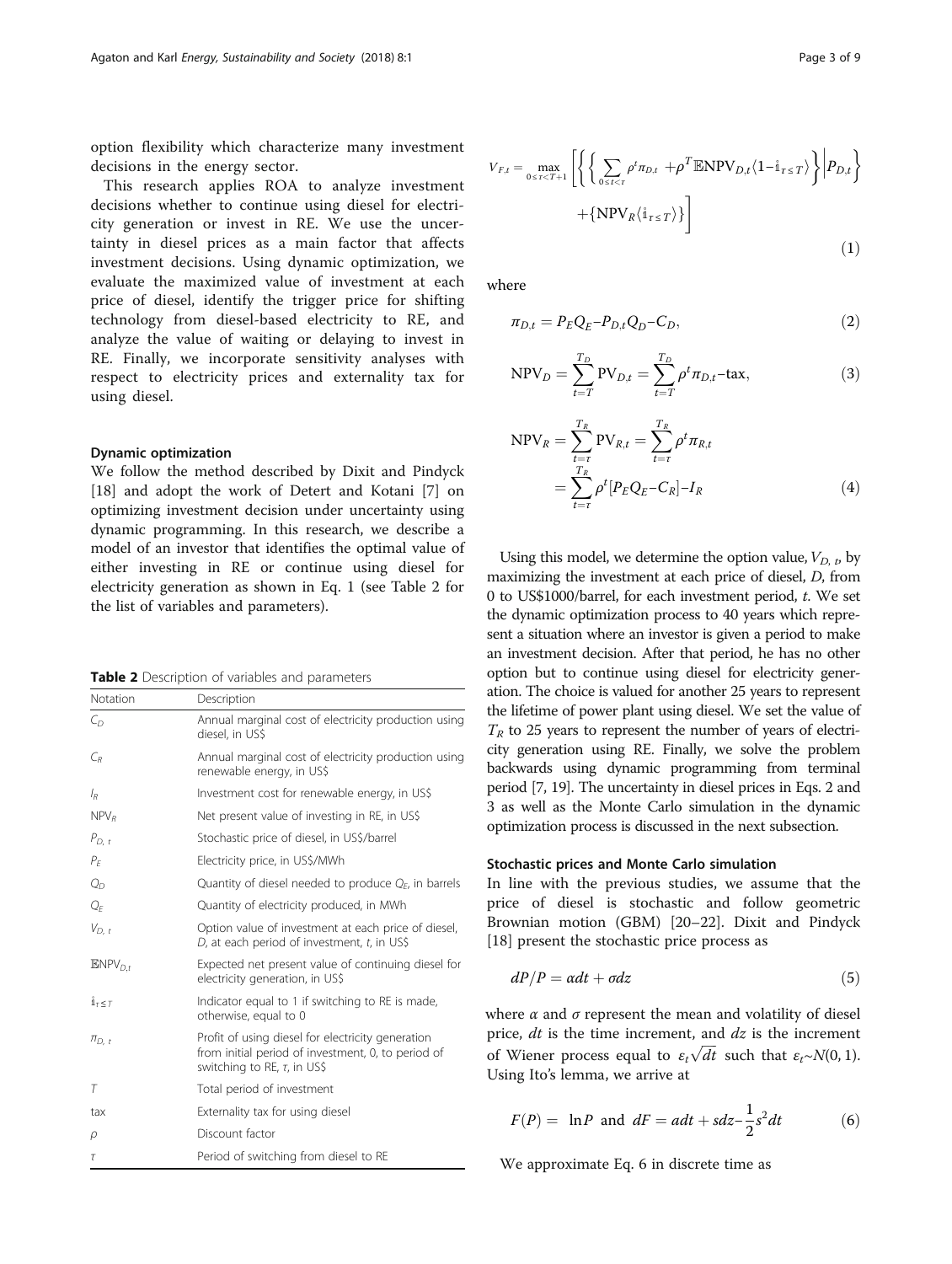option flexibility which characterize many investment decisions in the energy sector.

This research applies ROA to analyze investment decisions whether to continue using diesel for electricity generation or invest in RE. We use the uncertainty in diesel prices as a main factor that affects investment decisions. Using dynamic optimization, we evaluate the maximized value of investment at each price of diesel, identify the trigger price for shifting technology from diesel-based electricity to RE, and analyze the value of waiting or delaying to invest in RE. Finally, we incorporate sensitivity analyses with respect to electricity prices and externality tax for using diesel.

#### Dynamic optimization

We follow the method described by Dixit and Pindyck [18] and adopt the work of Detert and Kotani [7] on optimizing investment decision under uncertainty using dynamic programming. In this research, we describe a model of an investor that identifies the optimal value of either investing in RE or continue using diesel for electricity generation as shown in Eq. 1 (see Table 2 for the list of variables and parameters).

**Table 2** Description of variables and parameters

| Notation | Description |
|---|---|
| $C_D$ | Annual marginal cost of electricity production using diesel, in US$ |
| $C_R$ | Annual marginal cost of electricity production using renewable energy, in US$ |
| $I_R$ | Investment cost for renewable energy, in US$ |
| $\text{NPV}_R$ | Net present value of investing in RE, in US$ |
| $P_{D,\,t}$ | Stochastic price of diesel, in US$/barrel |
| $P_E$ | Electricity price, in US$/MWh |
| $Q_D$ | Quantity of diesel needed to produce $Q_E$, in barrels |
| $Q_E$ | Quantity of electricity produced, in MWh |
| $V_{D,\,t}$ | Option value of investment at each price of diesel, $D$, at each period of investment, $t$, in US$ |
| $\mathbb{E}\text{NPV}_{D,t}$ | Expected net present value of continuing diesel for electricity generation, in US$ |
| $\mathbb{1}_{\tau \le T}$ | Indicator equal to 1 if switching to RE is made, otherwise, equal to 0 |
| $\pi_{D,\,t}$ | Profit of using diesel for electricity generation from initial period of investment, 0, to period of switching to RE, $\tau$, in US$ |
| $T$ | Total period of investment |
| tax | Externality tax for using diesel |
| $\rho$ | Discount factor |
| $\tau$ | Period of switching from diesel to RE |

$$V_{F,t} = \max_{0 \le \tau < T+1} \left[ \left\{ \left\{ \sum_{0 \le t < \tau} \rho^t \pi_{D,t} + \rho^T \mathbb{E}\text{NPV}_{D,t} \langle 1 - \mathbb{1}_{\tau \le T} \rangle \right\} \middle| P_{D,t} \right\} + \left\{ \text{NPV}_R \langle \mathbb{1}_{\tau \le T} \rangle \right\} \right] \tag{1}$$

where

$$\pi_{D,t} = P_E Q_E - P_{D,t} Q_D - C_D, \tag{2}$$

$$\text{NPV}_D = \sum_{t=T}^{T_D} \text{PV}_{D,t} = \sum_{t=T}^{T_D} \rho^t \pi_{D,t} - \text{tax}, \tag{3}$$

$$\text{NPV}_R = \sum_{t=\tau}^{T_R} \text{PV}_{R,t} = \sum_{t=\tau}^{T_R} \rho^t \pi_{R,t} = \sum_{t=\tau}^{T_R} \rho^t [P_E Q_E - C_R] - I_R \tag{4}$$

Using this model, we determine the option value, $V_{D,\,t}$, by maximizing the investment at each price of diesel, $D$, from 0 to US$1000/barrel, for each investment period, $t$. We set the dynamic optimization process to 40 years which represent a situation where an investor is given a period to make an investment decision. After that period, he has no other option but to continue using diesel for electricity generation. The choice is valued for another 25 years to represent the lifetime of power plant using diesel. We set the value of $T_R$ to 25 years to represent the number of years of electricity generation using RE. Finally, we solve the problem backwards using dynamic programming from terminal period [7, 19]. The uncertainty in diesel prices in Eqs. 2 and 3 as well as the Monte Carlo simulation in the dynamic optimization process is discussed in the next subsection.

#### Stochastic prices and Monte Carlo simulation

In line with the previous studies, we assume that the price of diesel is stochastic and follow geometric Brownian motion (GBM) [20–22]. Dixit and Pindyck [18] present the stochastic price process as

$$dP/P = \alpha dt + \sigma dz \tag{5}$$

where $\alpha$ and $\sigma$ represent the mean and volatility of diesel price, $dt$ is the time increment, and $dz$ is the increment of Wiener process equal to $\varepsilon_t \sqrt{dt}$ such that $\varepsilon_t \sim N(0, 1)$. Using Ito's lemma, we arrive at

$$F(P) = \ln P \text{ and } dF = adt + sdz - \frac{1}{2} s^2 dt \tag{6}$$

We approximate Eq. 6 in discrete time as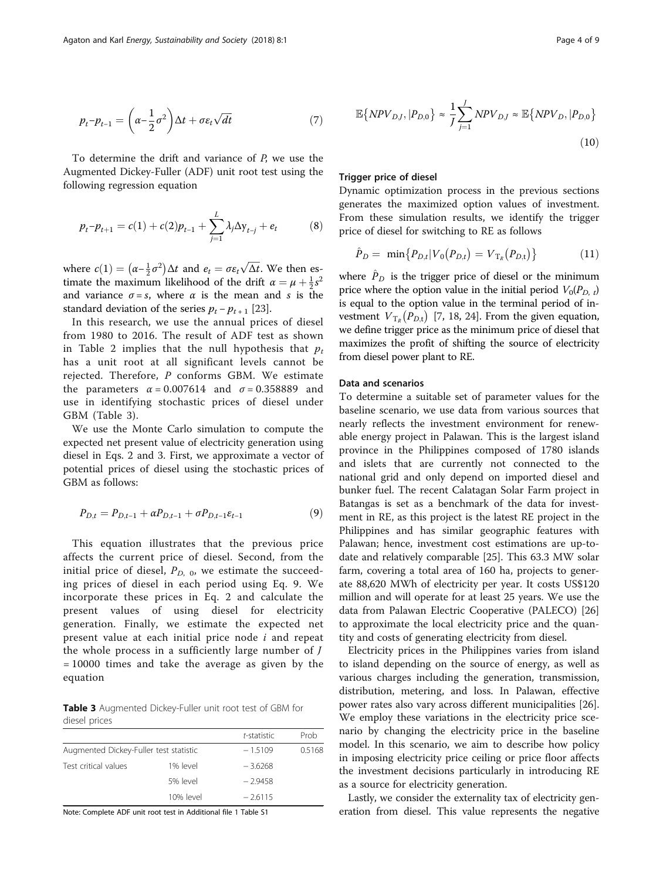$$p_t - p_{t-1} = \left(\alpha - \frac{1}{2}\sigma^2\right)\Delta t + \sigma\varepsilon_t\sqrt{dt} \tag{7}$$

To determine the drift and variance of $P$, we use the Augmented Dickey-Fuller (ADF) unit root test using the following regression equation

$$p_t - p_{t+1} = c(1) + c(2)p_{t-1} + \sum_{j=1}^{L}\lambda_j\Delta y_{t-j} + e_t \tag{8}$$

where $c(1) = \left(\alpha - \frac{1}{2}\sigma^2\right)\Delta t$ and $e_t = \sigma\varepsilon_t\sqrt{\Delta t}$. We then estimate the maximum likelihood of the drift $\alpha = \mu + \frac{1}{2}s^2$ and variance $\sigma = s$, where $\alpha$ is the mean and $s$ is the standard deviation of the series $p_t - p_{t+1}$ [23].

In this research, we use the annual prices of diesel from 1980 to 2016. The result of ADF test as shown in Table 2 implies that the null hypothesis that $p_t$ has a unit root at all significant levels cannot be rejected. Therefore, $P$ conforms GBM. We estimate the parameters $\alpha = 0.007614$ and $\sigma = 0.358889$ and use in identifying stochastic prices of diesel under GBM (Table 3).

We use the Monte Carlo simulation to compute the expected net present value of electricity generation using diesel in Eqs. 2 and 3. First, we approximate a vector of potential prices of diesel using the stochastic prices of GBM as follows:

$$P_{D,t} = P_{D,t-1} + \alpha P_{D,t-1} + \sigma P_{D,t-1}\varepsilon_{t-1} \tag{9}$$

This equation illustrates that the previous price affects the current price of diesel. Second, from the initial price of diesel, $P_{D,\ 0}$, we estimate the succeeding prices of diesel in each period using Eq. 9. We incorporate these prices in Eq. 2 and calculate the present values of using diesel for electricity generation. Finally, we estimate the expected net present value at each initial price node $i$ and repeat the whole process in a sufficiently large number of $J = 10000$ times and take the average as given by the equation

**Table 3** Augmented Dickey-Fuller unit root test of GBM for diesel prices

| | | t-statistic | Prob |
|---|---|---|---|
| Augmented Dickey-Fuller test statistic | | −1.5109 | 0.5168 |
| Test critical values | 1% level | −3.6268 | |
| | 5% level | −2.9458 | |
| | 10% level | −2.6115 | |

Note: Complete ADF unit root test in Additional file 1 Table S1

$$\mathbb{E}\{NPV_{D,J}, |P_{D,0}\} \approx \frac{1}{J}\sum_{j=1}^{J} NPV_{D,J} \approx \mathbb{E}\{NPV_D, |P_{D,0}\} \tag{10}$$

### Trigger price of diesel

Dynamic optimization process in the previous sections generates the maximized option values of investment. From these simulation results, we identify the trigger price of diesel for switching to RE as follows

$$\hat{P}_D = \min\{P_{D,t} | V_0(P_{D,t}) = V_{T_R}(P_{D,t})\} \tag{11}$$

where $\hat{P}_D$ is the trigger price of diesel or the minimum price where the option value in the initial period $V_0(P_{D,\ t})$ is equal to the option value in the terminal period of investment $V_{T_R}(P_{D,t})$ [7, 18, 24]. From the given equation, we define trigger price as the minimum price of diesel that maximizes the profit of shifting the source of electricity from diesel power plant to RE.

### Data and scenarios

To determine a suitable set of parameter values for the baseline scenario, we use data from various sources that nearly reflects the investment environment for renewable energy project in Palawan. This is the largest island province in the Philippines composed of 1780 islands and islets that are currently not connected to the national grid and only depend on imported diesel and bunker fuel. The recent Calatagan Solar Farm project in Batangas is set as a benchmark of the data for investment in RE, as this project is the latest RE project in the Philippines and has similar geographic features with Palawan; hence, investment cost estimations are up-to-date and relatively comparable [25]. This 63.3 MW solar farm, covering a total area of 160 ha, projects to generate 88,620 MWh of electricity per year. It costs US$120 million and will operate for at least 25 years. We use the data from Palawan Electric Cooperative (PALECO) [26] to approximate the local electricity price and the quantity and costs of generating electricity from diesel.

Electricity prices in the Philippines varies from island to island depending on the source of energy, as well as various charges including the generation, transmission, distribution, metering, and loss. In Palawan, effective power rates also vary across different municipalities [26]. We employ these variations in the electricity price scenario by changing the electricity price in the baseline model. In this scenario, we aim to describe how policy in imposing electricity price ceiling or price floor affects the investment decisions particularly in introducing RE as a source for electricity generation.

Lastly, we consider the externality tax of electricity generation from diesel. This value represents the negative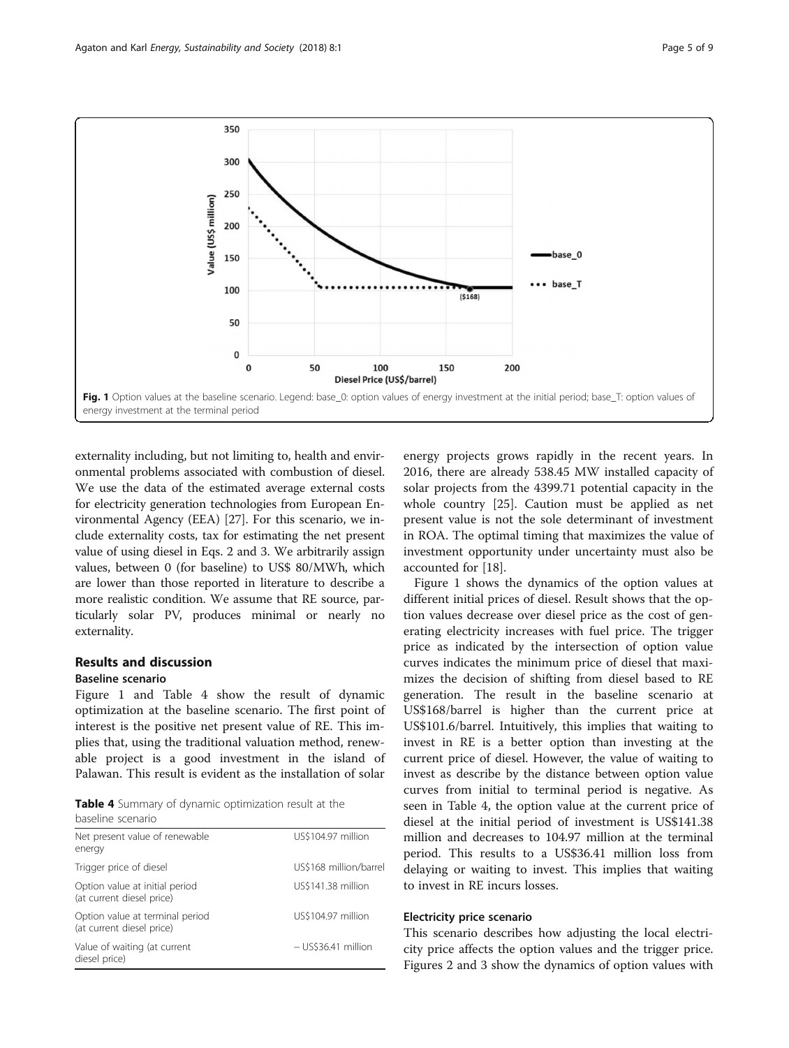Fig. 1 Option values at the baseline scenario. Legend: base_0: option values of energy investment at the initial period; base_T: option values of energy investment at the terminal period

externality including, but not limiting to, health and environmental problems associated with combustion of diesel. We use the data of the estimated average external costs for electricity generation technologies from European Environmental Agency (EEA) [27]. For this scenario, we include externality costs, tax for estimating the net present value of using diesel in Eqs. 2 and 3. We arbitrarily assign values, between 0 (for baseline) to US$ 80/MWh, which are lower than those reported in literature to describe a more realistic condition. We assume that RE source, particularly solar PV, produces minimal or nearly no externality.

## Results and discussion

### Baseline scenario

Figure 1 and Table 4 show the result of dynamic optimization at the baseline scenario. The first point of interest is the positive net present value of RE. This implies that, using the traditional valuation method, renewable project is a good investment in the island of Palawan. This result is evident as the installation of solar energy projects grows rapidly in the recent years. In 2016, there are already 538.45 MW installed capacity of solar projects from the 4399.71 potential capacity in the whole country [25]. Caution must be applied as net present value is not the sole determinant of investment in ROA. The optimal timing that maximizes the value of investment opportunity under uncertainty must also be accounted for [18].

**Table 4** Summary of dynamic optimization result at the baseline scenario

| | |
|---|---|
| Net present value of renewable energy | US$104.97 million |
| Trigger price of diesel | US$168 million/barrel |
| Option value at initial period (at current diesel price) | US$141.38 million |
| Option value at terminal period (at current diesel price) | US$104.97 million |
| Value of waiting (at current diesel price) | – US$36.41 million |

Figure 1 shows the dynamics of the option values at different initial prices of diesel. Result shows that the option values decrease over diesel price as the cost of generating electricity increases with fuel price. The trigger price as indicated by the intersection of option value curves indicates the minimum price of diesel that maximizes the decision of shifting from diesel based to RE generation. The result in the baseline scenario at US$168/barrel is higher than the current price at US$101.6/barrel. Intuitively, this implies that waiting to invest in RE is a better option than investing at the current price of diesel. However, the value of waiting to invest as describe by the distance between option value curves from initial to terminal period is negative. As seen in Table 4, the option value at the current price of diesel at the initial period of investment is US$141.38 million and decreases to 104.97 million at the terminal period. This results to a US$36.41 million loss from delaying or waiting to invest. This implies that waiting to invest in RE incurs losses.

### Electricity price scenario

This scenario describes how adjusting the local electricity price affects the option values and the trigger price. Figures 2 and 3 show the dynamics of option values with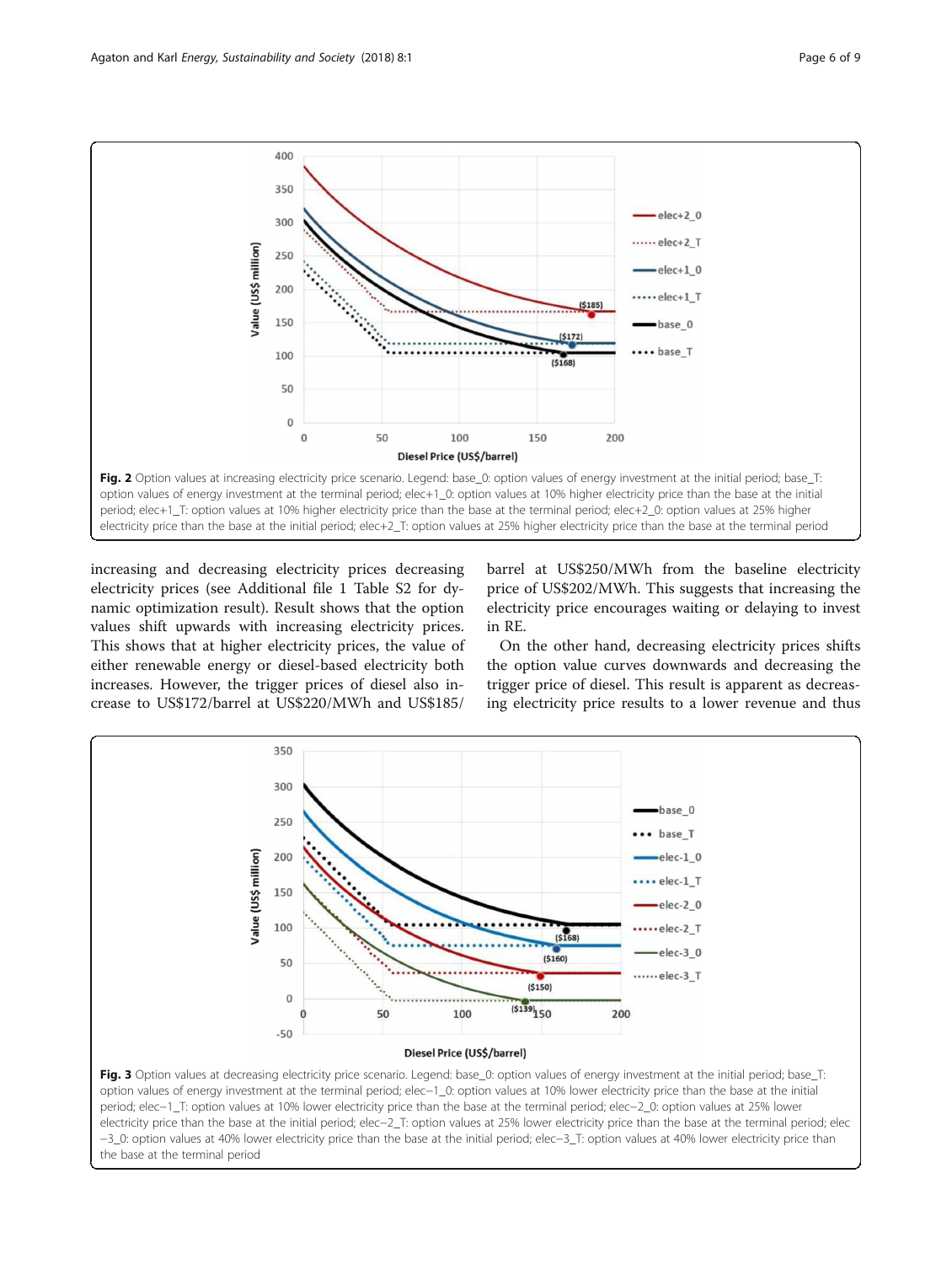Fig. 2 Option values at increasing electricity price scenario. Legend: base_0: option values of energy investment at the initial period; base_T: option values of energy investment at the terminal period; elec+1_0: option values at 10% higher electricity price than the base at the initial period; elec+1_T: option values at 10% higher electricity price than the base at the terminal period; elec+2_0: option values at 25% higher electricity price than the base at the initial period; elec+2_T: option values at 25% higher electricity price than the base at the terminal period

increasing and decreasing electricity prices decreasing electricity prices (see Additional file 1 Table S2 for dynamic optimization result). Result shows that the option values shift upwards with increasing electricity prices. This shows that at higher electricity prices, the value of either renewable energy or diesel-based electricity both increases. However, the trigger prices of diesel also increase to US$172/barrel at US$220/MWh and US$185/barrel at US$250/MWh from the baseline electricity price of US$202/MWh. This suggests that increasing the electricity price encourages waiting or delaying to invest in RE.

On the other hand, decreasing electricity prices shifts the option value curves downwards and decreasing the trigger price of diesel. This result is apparent as decreasing electricity price results to a lower revenue and thus

Fig. 3 Option values at decreasing electricity price scenario. Legend: base_0: option values of energy investment at the initial period; base_T: option values of energy investment at the terminal period; elec−1_0: option values at 10% lower electricity price than the base at the initial period; elec−1_T: option values at 10% lower electricity price than the base at the terminal period; elec−2_0: option values at 25% lower electricity price than the base at the initial period; elec−2_T: option values at 25% lower electricity price than the base at the terminal period; elec −3_0: option values at 40% lower electricity price than the base at the initial period; elec−3_T: option values at 40% lower electricity price than the base at the terminal period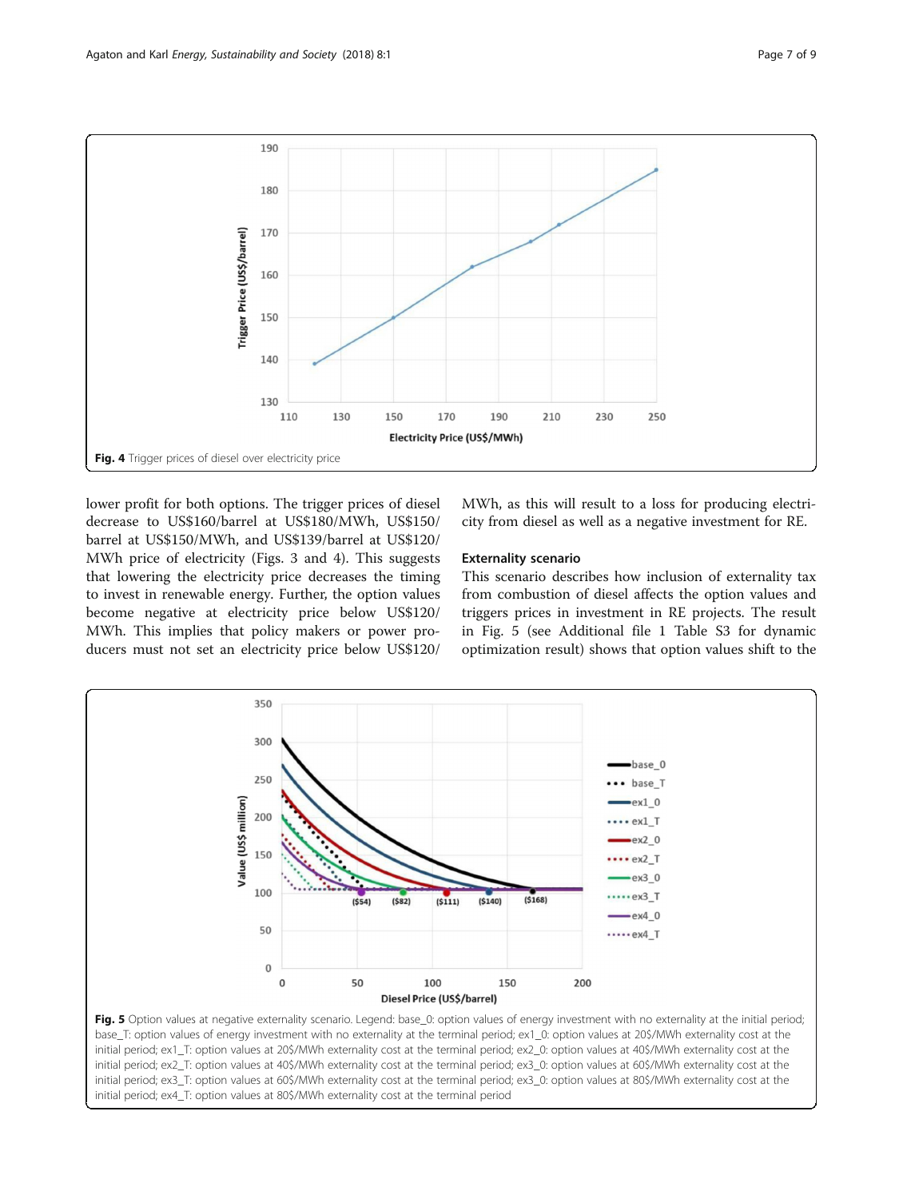Fig. 4 Trigger prices of diesel over electricity price

lower profit for both options. The trigger prices of diesel decrease to US$160/barrel at US$180/MWh, US$150/barrel at US$150/MWh, and US$139/barrel at US$120/MWh price of electricity (Figs. 3 and 4). This suggests that lowering the electricity price decreases the timing to invest in renewable energy. Further, the option values become negative at electricity price below US$120/MWh. This implies that policy makers or power producers must not set an electricity price below US$120/MWh, as this will result to a loss for producing electricity from diesel as well as a negative investment for RE.

### Externality scenario

This scenario describes how inclusion of externality tax from combustion of diesel affects the option values and triggers prices in investment in RE projects. The result in Fig. 5 (see Additional file 1 Table S3 for dynamic optimization result) shows that option values shift to the

Fig. 5 Option values at negative externality scenario. Legend: base_0: option values of energy investment with no externality at the initial period; base_T: option values of energy investment with no externality at the terminal period; ex1_0: option values at 20$/MWh externality cost at the initial period; ex1_T: option values at 20$/MWh externality cost at the terminal period; ex2_0: option values at 40$/MWh externality cost at the initial period; ex2_T: option values at 40$/MWh externality cost at the terminal period; ex3_0: option values at 60$/MWh externality cost at the initial period; ex3_T: option values at 60$/MWh externality cost at the terminal period; ex3_0: option values at 80$/MWh externality cost at the initial period; ex4_T: option values at 80$/MWh externality cost at the terminal period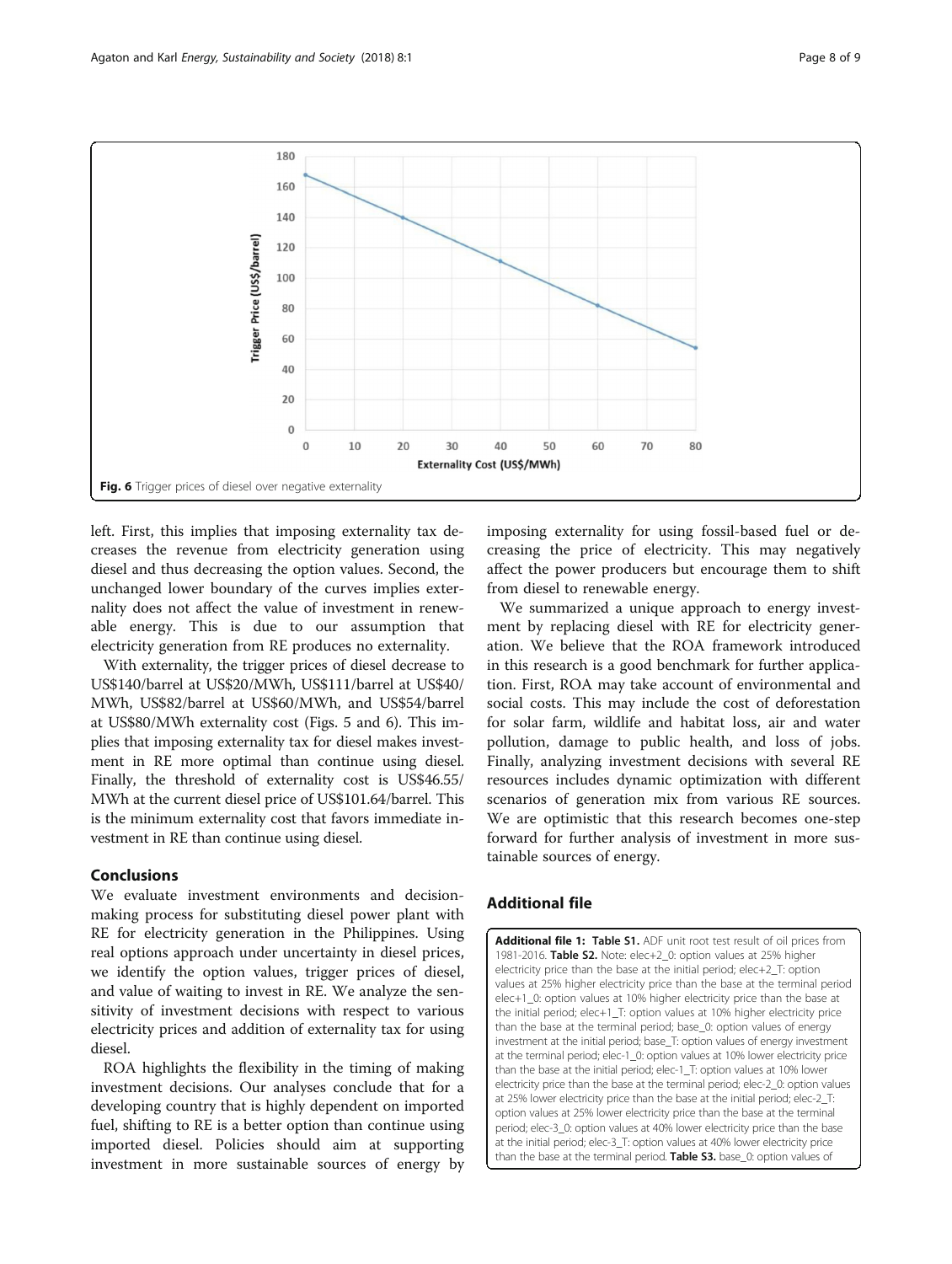Fig. 6 Trigger prices of diesel over negative externality

left. First, this implies that imposing externality tax decreases the revenue from electricity generation using diesel and thus decreasing the option values. Second, the unchanged lower boundary of the curves implies externality does not affect the value of investment in renewable energy. This is due to our assumption that electricity generation from RE produces no externality.

With externality, the trigger prices of diesel decrease to US$140/barrel at US$20/MWh, US$111/barrel at US$40/MWh, US$82/barrel at US$60/MWh, and US$54/barrel at US$80/MWh externality cost (Figs. 5 and 6). This implies that imposing externality tax for diesel makes investment in RE more optimal than continue using diesel. Finally, the threshold of externality cost is US$46.55/MWh at the current diesel price of US$101.64/barrel. This is the minimum externality cost that favors immediate investment in RE than continue using diesel.

## Conclusions

We evaluate investment environments and decision-making process for substituting diesel power plant with RE for electricity generation in the Philippines. Using real options approach under uncertainty in diesel prices, we identify the option values, trigger prices of diesel, and value of waiting to invest in RE. We analyze the sensitivity of investment decisions with respect to various electricity prices and addition of externality tax for using diesel.

ROA highlights the flexibility in the timing of making investment decisions. Our analyses conclude that for a developing country that is highly dependent on imported fuel, shifting to RE is a better option than continue using imported diesel. Policies should aim at supporting investment in more sustainable sources of energy by imposing externality for using fossil-based fuel or decreasing the price of electricity. This may negatively affect the power producers but encourage them to shift from diesel to renewable energy.

We summarized a unique approach to energy investment by replacing diesel with RE for electricity generation. We believe that the ROA framework introduced in this research is a good benchmark for further application. First, ROA may take account of environmental and social costs. This may include the cost of deforestation for solar farm, wildlife and habitat loss, air and water pollution, damage to public health, and loss of jobs. Finally, analyzing investment decisions with several RE resources includes dynamic optimization with different scenarios of generation mix from various RE sources. We are optimistic that this research becomes one-step forward for further analysis of investment in more sustainable sources of energy.

## Additional file

**Additional file 1: Table S1.** ADF unit root test result of oil prices from 1981-2016. **Table S2.** Note: elec+2_0: option values at 25% higher electricity price than the base at the initial period; elec+2_T: option values at 25% higher electricity price than the base at the terminal period elec+1_0: option values at 10% higher electricity price than the base at the initial period; elec+1_T: option values at 10% higher electricity price than the base at the terminal period; base_0: option values of energy investment at the initial period; base_T: option values of energy investment at the terminal period; elec-1_0: option values at 10% lower electricity price than the base at the initial period; elec-1_T: option values at 10% lower electricity price than the base at the terminal period; elec-2_0: option values at 25% lower electricity price than the base at the initial period; elec-2_T: option values at 25% lower electricity price than the base at the terminal period; elec-3_0: option values at 40% lower electricity price than the base at the initial period; elec-3_T: option values at 40% lower electricity price than the base at the terminal period. **Table S3.** base_0: option values of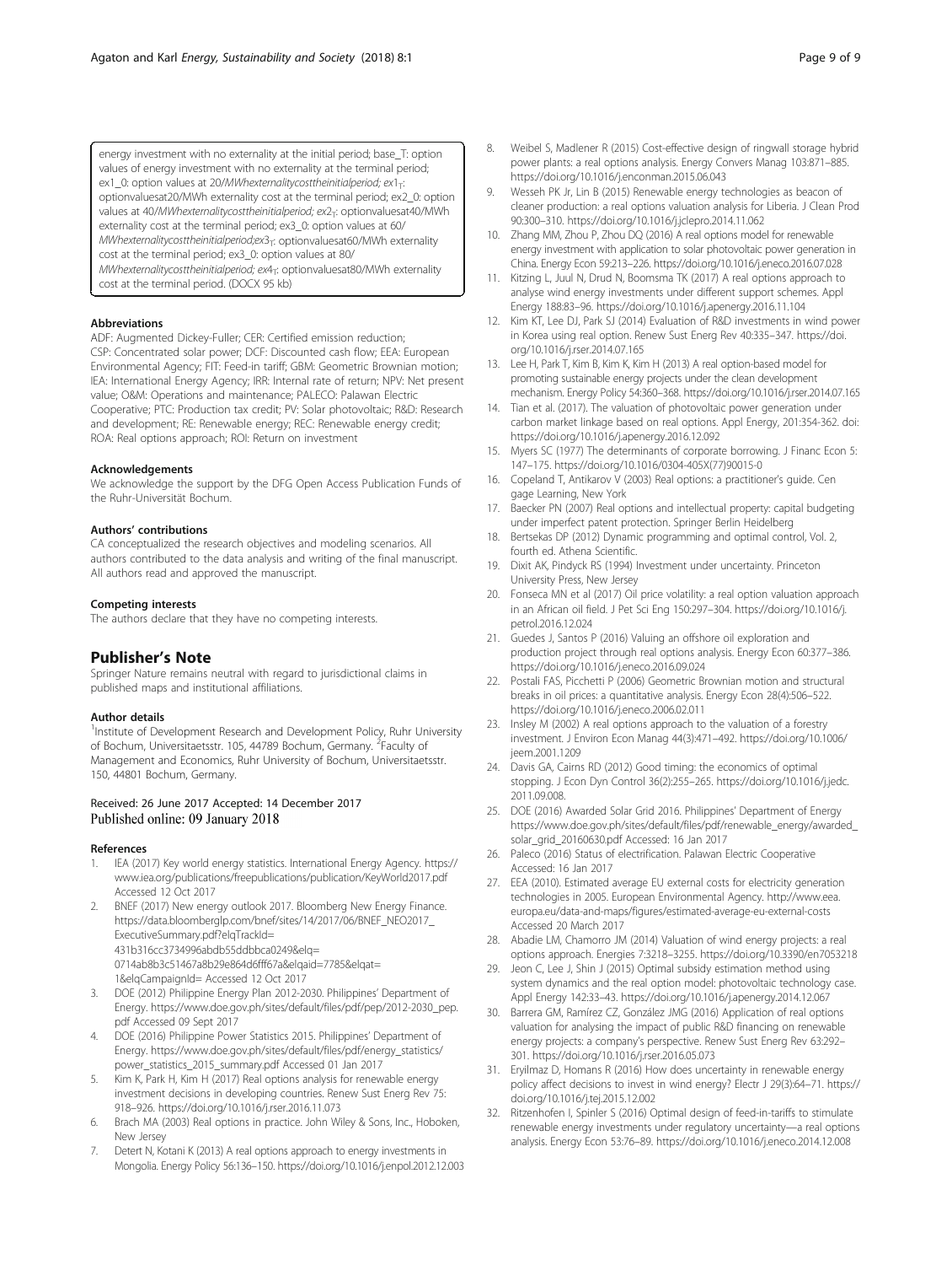energy investment with no externality at the initial period; base_T: option values of energy investment with no externality at the terminal period; ex1_0: option values at 20/MWhexternalitycosttheinitialperiod; ex1$_T$: optionvaluesat20/MWh externality cost at the terminal period; ex2_0: option values at 40/MWhexternalitycosttheinitialperiod; ex2$_T$: optionvaluesat40/MWh externality cost at the terminal period; ex3_0: option values at 60/ MWhexternalitycosttheinitialperiod;ex3$_T$: optionvaluesat60/MWh externality cost at the terminal period; ex3_0: option values at 80/ MWhexternalitycosttheinitialperiod; ex4$_T$: optionvaluesat80/MWh externality cost at the terminal period. (DOCX 95 kb)

#### Abbreviations

ADF: Augmented Dickey-Fuller; CER: Certified emission reduction; CSP: Concentrated solar power; DCF: Discounted cash flow; EEA: European Environmental Agency; FIT: Feed-in tariff; GBM: Geometric Brownian motion; IEA: International Energy Agency; IRR: Internal rate of return; NPV: Net present value; O&M: Operations and maintenance; PALECO: Palawan Electric Cooperative; PTC: Production tax credit; PV: Solar photovoltaic; R&D: Research and development; RE: Renewable energy; REC: Renewable energy credit; ROA: Real options approach; ROI: Return on investment

#### Acknowledgements

We acknowledge the support by the DFG Open Access Publication Funds of the Ruhr-Universität Bochum.

#### Authors' contributions

CA conceptualized the research objectives and modeling scenarios. All authors contributed to the data analysis and writing of the final manuscript. All authors read and approved the manuscript.

#### Competing interests

The authors declare that they have no competing interests.

## Publisher's Note

Springer Nature remains neutral with regard to jurisdictional claims in published maps and institutional affiliations.

#### Author details

[1]Institute of Development Research and Development Policy, Ruhr University of Bochum, Universitaetsstr. 105, 44789 Bochum, Germany. [2]Faculty of Management and Economics, Ruhr University of Bochum, Universitaetsstr. 150, 44801 Bochum, Germany.

Received: 26 June 2017 Accepted: 14 December 2017
Published online: 09 January 2018

#### References

1. IEA (2017) Key world energy statistics. International Energy Agency. https://www.iea.org/publications/freepublications/publication/KeyWorld2017.pdf Accessed 12 Oct 2017
2. BNEF (2017) New energy outlook 2017. Bloomberg New Energy Finance. https://data.bloomberglp.com/bnef/sites/14/2017/06/BNEF_NEO2017_ExecutiveSummary.pdf?elqTrackId=431b316cc3734996abdb55ddbbca0249&elq=0714ab8b3c51467a8b29e864d6fff67a&elqaid=7785&elqat=1&elqCampaignId= Accessed 12 Oct 2017
3. DOE (2012) Philippine Energy Plan 2012-2030. Philippines' Department of Energy. https://www.doe.gov.ph/sites/default/files/pdf/pep/2012-2030_pep.pdf Accessed 09 Sept 2017
4. DOE (2016) Philippine Power Statistics 2015. Philippines' Department of Energy. https://www.doe.gov.ph/sites/default/files/pdf/energy_statistics/power_statistics_2015_summary.pdf Accessed 01 Jan 2017
5. Kim K, Park H, Kim H (2017) Real options analysis for renewable energy investment decisions in developing countries. Renew Sust Energ Rev 75: 918–926. https://doi.org/10.1016/j.rser.2016.11.073
6. Brach MA (2003) Real options in practice. John Wiley & Sons, Inc., Hoboken, New Jersey
7. Detert N, Kotani K (2013) A real options approach to energy investments in Mongolia. Energy Policy 56:136–150. https://doi.org/10.1016/j.enpol.2012.12.003
8. Weibel S, Madlener R (2015) Cost-effective design of ringwall storage hybrid power plants: a real options analysis. Energy Convers Manag 103:871–885. https://doi.org/10.1016/j.enconman.2015.06.043
9. Wesseh PK Jr, Lin B (2015) Renewable energy technologies as beacon of cleaner production: a real options valuation analysis for Liberia. J Clean Prod 90:300–310. https://doi.org/10.1016/j.jclepro.2014.11.062
10. Zhang MM, Zhou P, Zhou DQ (2016) A real options model for renewable energy investment with application to solar photovoltaic power generation in China. Energy Econ 59:213–226. https://doi.org/10.1016/j.eneco.2016.07.028
11. Kitzing L, Juul N, Drud N, Boomsma TK (2017) A real options approach to analyse wind energy investments under different support schemes. Appl Energy 188:83–96. https://doi.org/10.1016/j.apenergy.2016.11.104
12. Kim KT, Lee DJ, Park SJ (2014) Evaluation of R&D investments in wind power in Korea using real option. Renew Sust Energ Rev 40:335–347. https://doi.org/10.1016/j.rser.2014.07.165
13. Lee H, Park T, Kim B, Kim K, Kim H (2013) A real option-based model for promoting sustainable energy projects under the clean development mechanism. Energy Policy 54:360–368. https://doi.org/10.1016/j.rser.2014.07.165
14. Tian et al. (2017). The valuation of photovoltaic power generation under carbon market linkage based on real options. Appl Energy, 201:354-362. doi: https://doi.org/10.1016/j.apenergy.2016.12.092
15. Myers SC (1977) The determinants of corporate borrowing. J Financ Econ 5: 147–175. https://doi.org/10.1016/0304-405X(77)90015-0
16. Copeland T, Antikarov V (2003) Real options: a practitioner's guide. Cengage Learning, New York
17. Baecker PN (2007) Real options and intellectual property: capital budgeting under imperfect patent protection. Springer Berlin Heidelberg
18. Bertsekas DP (2012) Dynamic programming and optimal control, Vol. 2, fourth ed. Athena Scientific.
19. Dixit AK, Pindyck RS (1994) Investment under uncertainty. Princeton University Press, New Jersey
20. Fonseca MN et al (2017) Oil price volatility: a real option valuation approach in an African oil field. J Pet Sci Eng 150:297–304. https://doi.org/10.1016/j.petrol.2016.12.024
21. Guedes J, Santos P (2016) Valuing an offshore oil exploration and production project through real options analysis. Energy Econ 60:377–386. https://doi.org/10.1016/j.eneco.2016.09.024
22. Postali FAS, Picchetti P (2006) Geometric Brownian motion and structural breaks in oil prices: a quantitative analysis. Energy Econ 28(4):506–522. https://doi.org/10.1016/j.eneco.2006.02.011
23. Insley M (2002) A real options approach to the valuation of a forestry investment. J Environ Econ Manag 44(3):471–492. https://doi.org/10.1006/jeem.2001.1209
24. Davis GA, Cairns RD (2012) Good timing: the economics of optimal stopping. J Econ Dyn Control 36(2):255–265. https://doi.org/10.1016/j.jedc.2011.09.008.
25. DOE (2016) Awarded Solar Grid 2016. Philippines' Department of Energy https://www.doe.gov.ph/sites/default/files/pdf/renewable_energy/awarded_solar_grid_20160630.pdf Accessed: 16 Jan 2017
26. Paleco (2016) Status of electrification. Palawan Electric Cooperative Accessed: 16 Jan 2017
27. EEA (2010). Estimated average EU external costs for electricity generation technologies in 2005. European Environmental Agency. http://www.eea.europa.eu/data-and-maps/figures/estimated-average-eu-external-costs Accessed 20 March 2017
28. Abadie LM, Chamorro JM (2014) Valuation of wind energy projects: a real options approach. Energies 7:3218–3255. https://doi.org/10.3390/en7053218
29. Jeon C, Lee J, Shin J (2015) Optimal subsidy estimation method using system dynamics and the real option model: photovoltaic technology case. Appl Energy 142:33–43. https://doi.org/10.1016/j.apenergy.2014.12.067
30. Barrera GM, Ramírez CZ, González JMG (2016) Application of real options valuation for analysing the impact of public R&D financing on renewable energy projects: a company's perspective. Renew Sust Energ Rev 63:292–301. https://doi.org/10.1016/j.rser.2016.05.073
31. Eryilmaz D, Homans R (2016) How does uncertainty in renewable energy policy affect decisions to invest in wind energy? Electr J 29(3):64–71. https://doi.org/10.1016/j.tej.2015.12.002
32. Ritzenhofen I, Spinler S (2016) Optimal design of feed-in-tariffs to stimulate renewable energy investments under regulatory uncertainty—a real options analysis. Energy Econ 53:76–89. https://doi.org/10.1016/j.eneco.2014.12.008